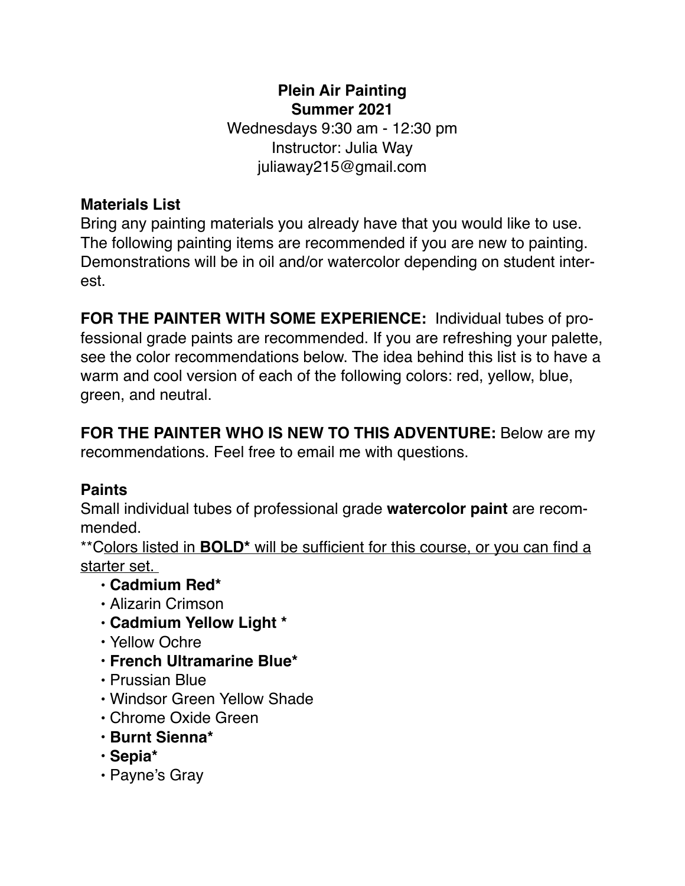**Plein Air Painting**
**Summer 2021**
Wednesdays 9:30 am - 12:30 pm
Instructor: Julia Way
juliaway215@gmail.com

**Materials List**

Bring any painting materials you already have that you would like to use. The following painting items are recommended if you are new to painting. Demonstrations will be in oil and/or watercolor depending on student interest.

**FOR THE PAINTER WITH SOME EXPERIENCE:** Individual tubes of professional grade paints are recommended. If you are refreshing your palette, see the color recommendations below. The idea behind this list is to have a warm and cool version of each of the following colors: red, yellow, blue, green, and neutral.

**FOR THE PAINTER WHO IS NEW TO THIS ADVENTURE:** Below are my recommendations. Feel free to email me with questions.

**Paints**

Small individual tubes of professional grade **watercolor paint** are recommended.

**Colors listed in **BOLD*** will be sufficient for this course, or you can find a starter set.

- **Cadmium Red***
- Alizarin Crimson
- **Cadmium Yellow Light ***
- Yellow Ochre
- **French Ultramarine Blue***
- Prussian Blue
- Windsor Green Yellow Shade
- Chrome Oxide Green
- **Burnt Sienna***
- **Sepia***
- Payne's Gray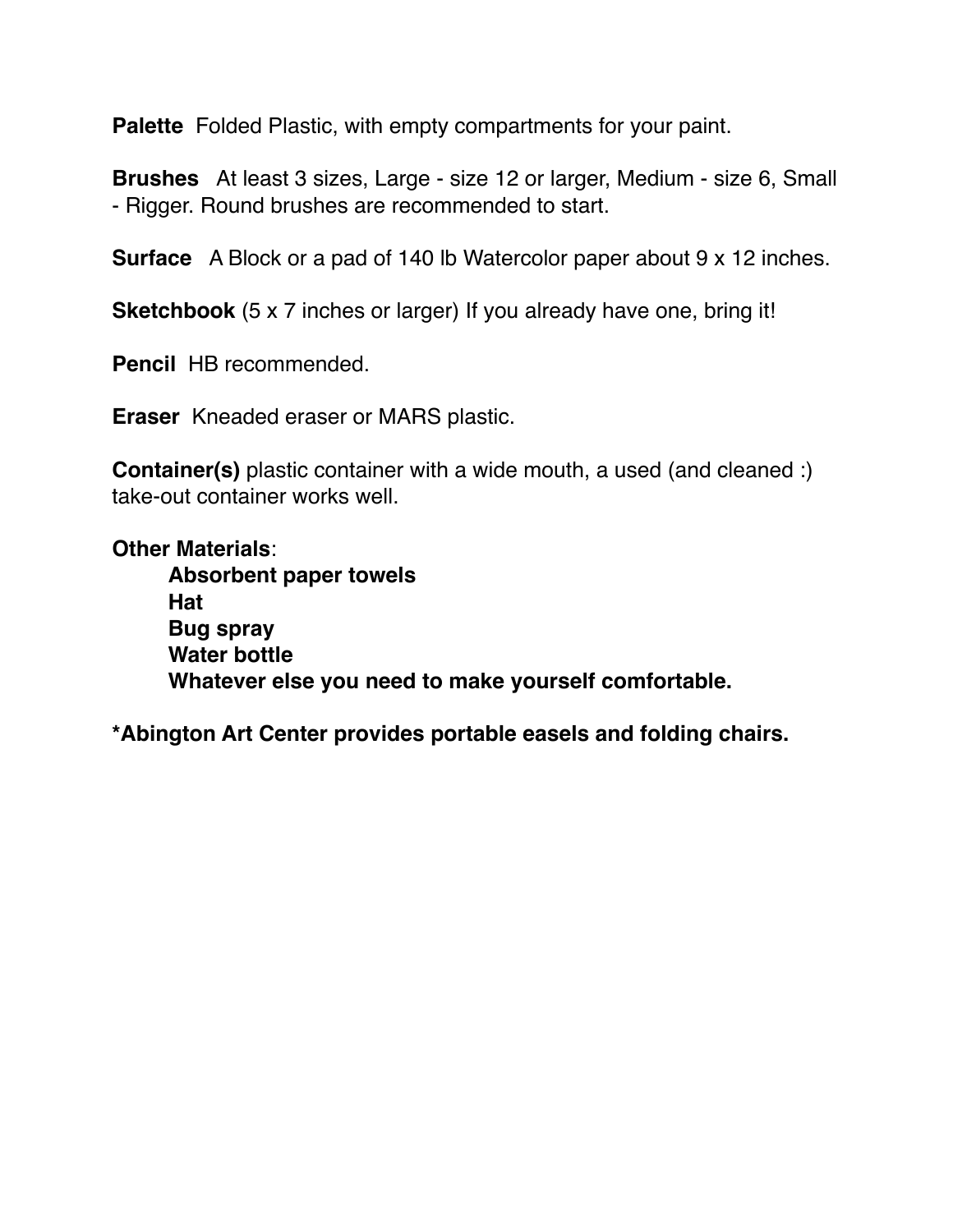**Palette** Folded Plastic, with empty compartments for your paint.

**Brushes** At least 3 sizes, Large - size 12 or larger, Medium - size 6, Small - Rigger. Round brushes are recommended to start.

**Surface** A Block or a pad of 140 lb Watercolor paper about 9 x 12 inches.

**Sketchbook** (5 x 7 inches or larger) If you already have one, bring it!

**Pencil** HB recommended.

**Eraser** Kneaded eraser or MARS plastic.

**Container(s)** plastic container with a wide mouth, a used (and cleaned :) take-out container works well.

**Other Materials**:

- **Absorbent paper towels**
- **Hat**
- **Bug spray**
- **Water bottle**
- **Whatever else you need to make yourself comfortable.**

**\*Abington Art Center provides portable easels and folding chairs.**